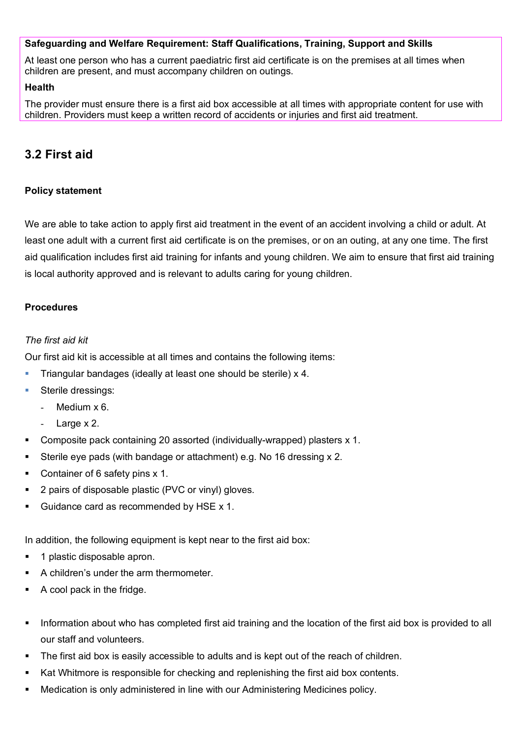**Safeguarding and Welfare Requirement: Staff Qualifications, Training, Support and Skills**

At least one person who has a current paediatric first aid certificate is on the premises at all times when children are present, and must accompany children on outings.

**Health**

The provider must ensure there is a first aid box accessible at all times with appropriate content for use with children. Providers must keep a written record of accidents or injuries and first aid treatment.

## 3.2 First aid

**Policy statement**

We are able to take action to apply first aid treatment in the event of an accident involving a child or adult. At least one adult with a current first aid certificate is on the premises, or on an outing, at any one time. The first aid qualification includes first aid training for infants and young children. We aim to ensure that first aid training is local authority approved and is relevant to adults caring for young children.

**Procedures**

*The first aid kit*

Our first aid kit is accessible at all times and contains the following items:

- Triangular bandages (ideally at least one should be sterile) x 4.
- Sterile dressings:
  - Medium x 6.
  - Large x 2.
- Composite pack containing 20 assorted (individually-wrapped) plasters x 1.
- Sterile eye pads (with bandage or attachment) e.g. No 16 dressing x 2.
- Container of 6 safety pins x 1.
- 2 pairs of disposable plastic (PVC or vinyl) gloves.
- Guidance card as recommended by HSE x 1.

In addition, the following equipment is kept near to the first aid box:

- 1 plastic disposable apron.
- A children's under the arm thermometer.
- A cool pack in the fridge.

- Information about who has completed first aid training and the location of the first aid box is provided to all our staff and volunteers.
- The first aid box is easily accessible to adults and is kept out of the reach of children.
- Kat Whitmore is responsible for checking and replenishing the first aid box contents.
- Medication is only administered in line with our Administering Medicines policy.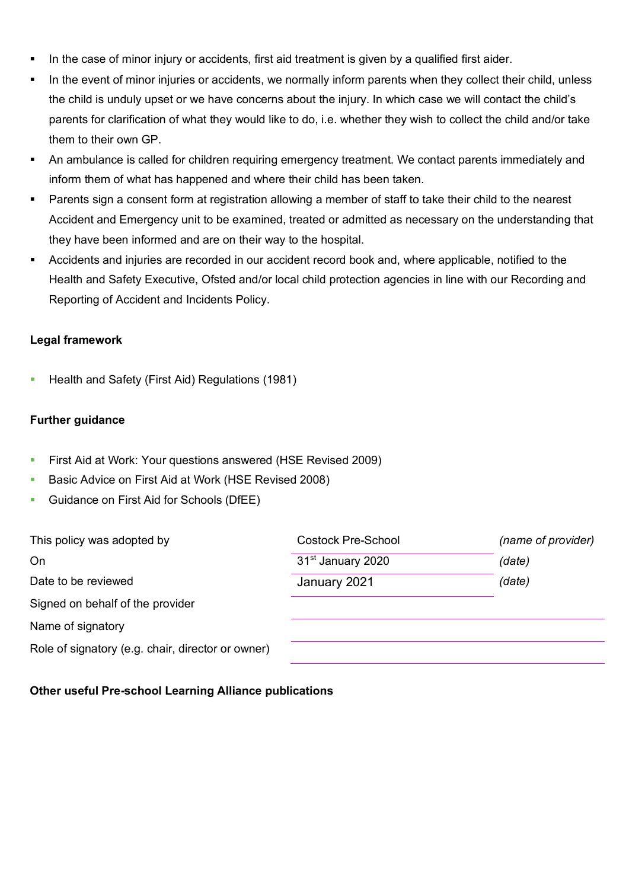- In the case of minor injury or accidents, first aid treatment is given by a qualified first aider.
- In the event of minor injuries or accidents, we normally inform parents when they collect their child, unless the child is unduly upset or we have concerns about the injury. In which case we will contact the child's parents for clarification of what they would like to do, i.e. whether they wish to collect the child and/or take them to their own GP.
- An ambulance is called for children requiring emergency treatment. We contact parents immediately and inform them of what has happened and where their child has been taken.
- Parents sign a consent form at registration allowing a member of staff to take their child to the nearest Accident and Emergency unit to be examined, treated or admitted as necessary on the understanding that they have been informed and are on their way to the hospital.
- Accidents and injuries are recorded in our accident record book and, where applicable, notified to the Health and Safety Executive, Ofsted and/or local child protection agencies in line with our Recording and Reporting of Accident and Incidents Policy.

**Legal framework**

- Health and Safety (First Aid) Regulations (1981)

**Further guidance**

- First Aid at Work: Your questions answered (HSE Revised 2009)
- Basic Advice on First Aid at Work (HSE Revised 2008)
- Guidance on First Aid for Schools (DfEE)

| | | |
|---|---|---|
| This policy was adopted by | Costock Pre-School | *(name of provider)* |
| On | 31st January 2020 | *(date)* |
| Date to be reviewed | January 2021 | *(date)* |
| Signed on behalf of the provider | | |
| Name of signatory | | |
| Role of signatory (e.g. chair, director or owner) | | |

**Other useful Pre-school Learning Alliance publications**